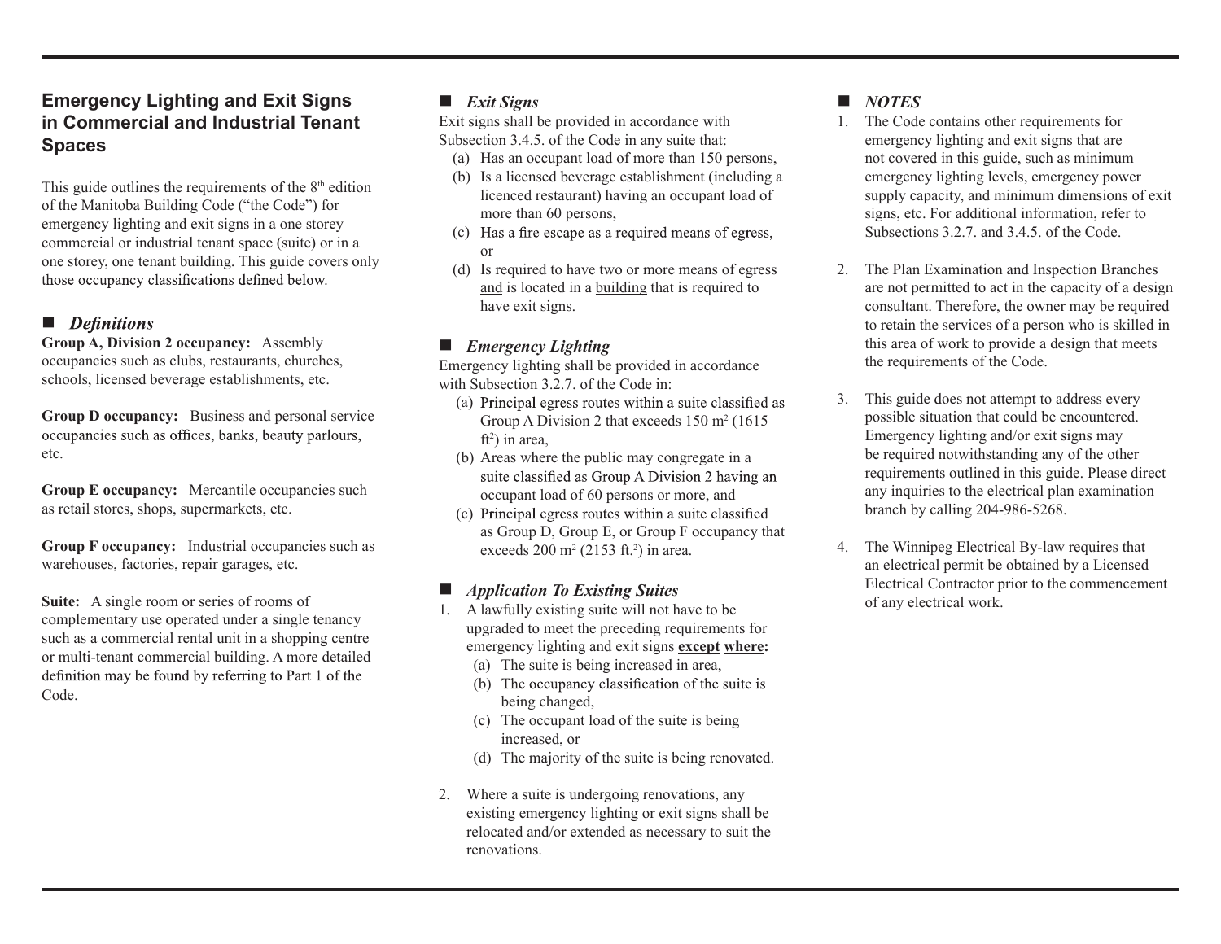# Emergency Lighting and Exit Signs in Commercial and Industrial Tenant Spaces

This guide outlines the requirements of the 8th edition of the Manitoba Building Code ("the Code") for emergency lighting and exit signs in a one storey commercial or industrial tenant space (suite) or in a one storey, one tenant building. This guide covers only those occupancy classifications defined below.

## ■ *Definitions*

**Group A, Division 2 occupancy:** Assembly occupancies such as clubs, restaurants, churches, schools, licensed beverage establishments, etc.

**Group D occupancy:** Business and personal service occupancies such as offices, banks, beauty parlours, etc.

**Group E occupancy:** Mercantile occupancies such as retail stores, shops, supermarkets, etc.

**Group F occupancy:** Industrial occupancies such as warehouses, factories, repair garages, etc.

**Suite:** A single room or series of rooms of complementary use operated under a single tenancy such as a commercial rental unit in a shopping centre or multi-tenant commercial building. A more detailed definition may be found by referring to Part 1 of the Code.

## ■ *Exit Signs*

Exit signs shall be provided in accordance with Subsection 3.4.5. of the Code in any suite that:

(a) Has an occupant load of more than 150 persons,

(b) Is a licensed beverage establishment (including a licenced restaurant) having an occupant load of more than 60 persons,

(c) Has a fire escape as a required means of egress, or

(d) Is required to have two or more means of egress <u>and</u> is located in a <u>building</u> that is required to have exit signs.

## ■ *Emergency Lighting*

Emergency lighting shall be provided in accordance with Subsection 3.2.7. of the Code in:

(a) Principal egress routes within a suite classified as Group A Division 2 that exceeds 150 $m^2$ (1615 $ft^2$) in area,

(b) Areas where the public may congregate in a suite classified as Group A Division 2 having an occupant load of 60 persons or more, and

(c) Principal egress routes within a suite classified as Group D, Group E, or Group F occupancy that exceeds 200 $m^2$ (2153 $ft.^2$) in area.

## ■ *Application To Existing Suites*

1. A lawfully existing suite will not have to be upgraded to meet the preceding requirements for emergency lighting and exit signs **<u>except</u> <u>where</u>:**
   (a) The suite is being increased in area,
   (b) The occupancy classification of the suite is being changed,
   (c) The occupant load of the suite is being increased, or
   (d) The majority of the suite is being renovated.

2. Where a suite is undergoing renovations, any existing emergency lighting or exit signs shall be relocated and/or extended as necessary to suit the renovations.

## ■ *NOTES*

1. The Code contains other requirements for emergency lighting and exit signs that are not covered in this guide, such as minimum emergency lighting levels, emergency power supply capacity, and minimum dimensions of exit signs, etc. For additional information, refer to Subsections 3.2.7. and 3.4.5. of the Code.

2. The Plan Examination and Inspection Branches are not permitted to act in the capacity of a design consultant. Therefore, the owner may be required to retain the services of a person who is skilled in this area of work to provide a design that meets the requirements of the Code.

3. This guide does not attempt to address every possible situation that could be encountered. Emergency lighting and/or exit signs may be required notwithstanding any of the other requirements outlined in this guide. Please direct any inquiries to the electrical plan examination branch by calling 204-986-5268.

4. The Winnipeg Electrical By-law requires that an electrical permit be obtained by a Licensed Electrical Contractor prior to the commencement of any electrical work.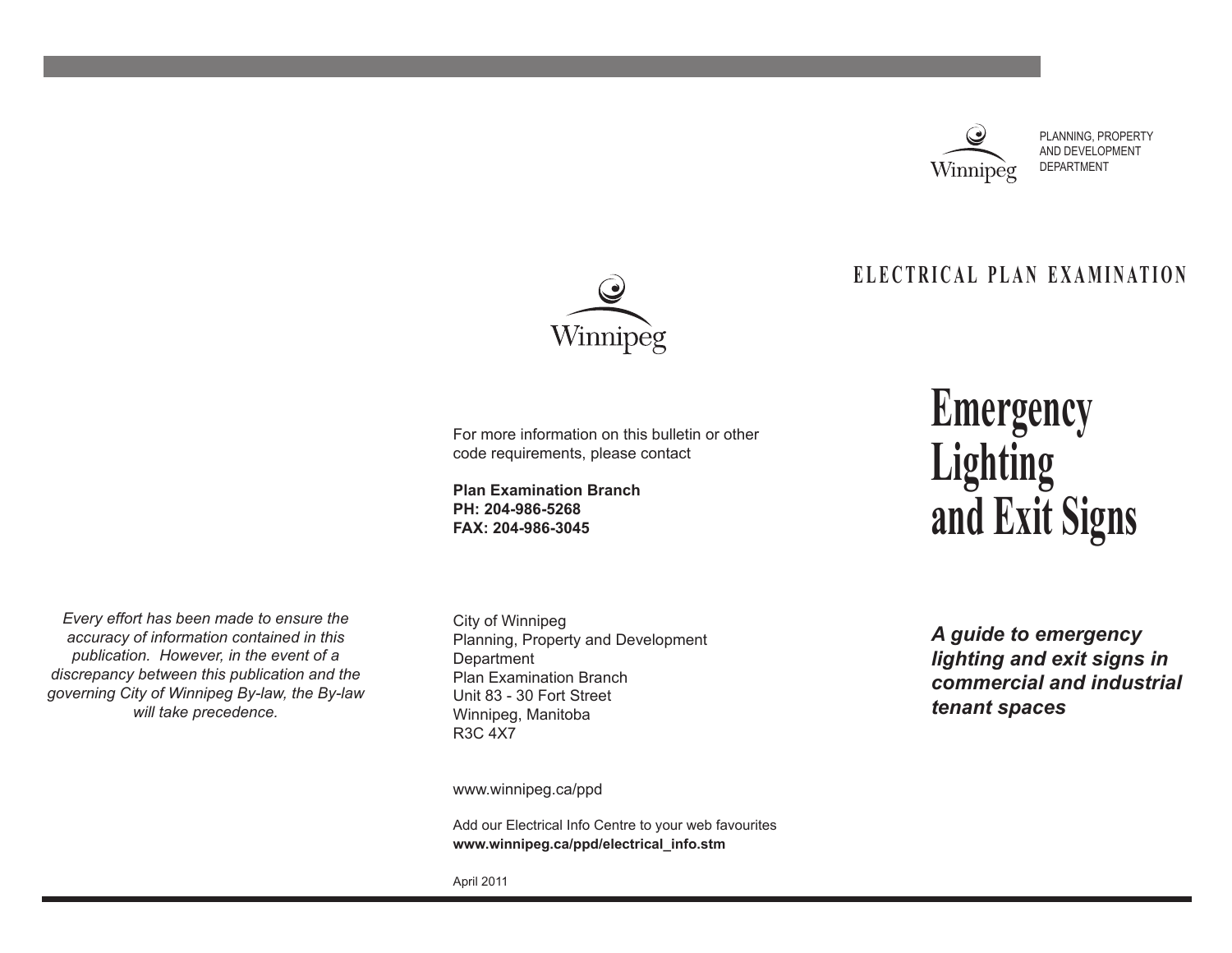*Every effort has been made to ensure the accuracy of information contained in this publication. However, in the event of a discrepancy between this publication and the governing City of Winnipeg By-law, the By-law will take precedence.*

Winnipeg

For more information on this bulletin or other code requirements, please contact

**Plan Examination Branch**
**PH: 204-986-5268**
**FAX: 204-986-3045**

City of Winnipeg
Planning, Property and Development Department
Plan Examination Branch
Unit 83 - 30 Fort Street
Winnipeg, Manitoba
R3C 4X7

www.winnipeg.ca/ppd

Add our Electrical Info Centre to your web favourites
**www.winnipeg.ca/ppd/electrical_info.stm**

April 2011

Winnipeg

PLANNING, PROPERTY AND DEVELOPMENT DEPARTMENT

## ELECTRICAL PLAN EXAMINATION

# Emergency Lighting and Exit Signs

***A guide to emergency lighting and exit signs in commercial and industrial tenant spaces***